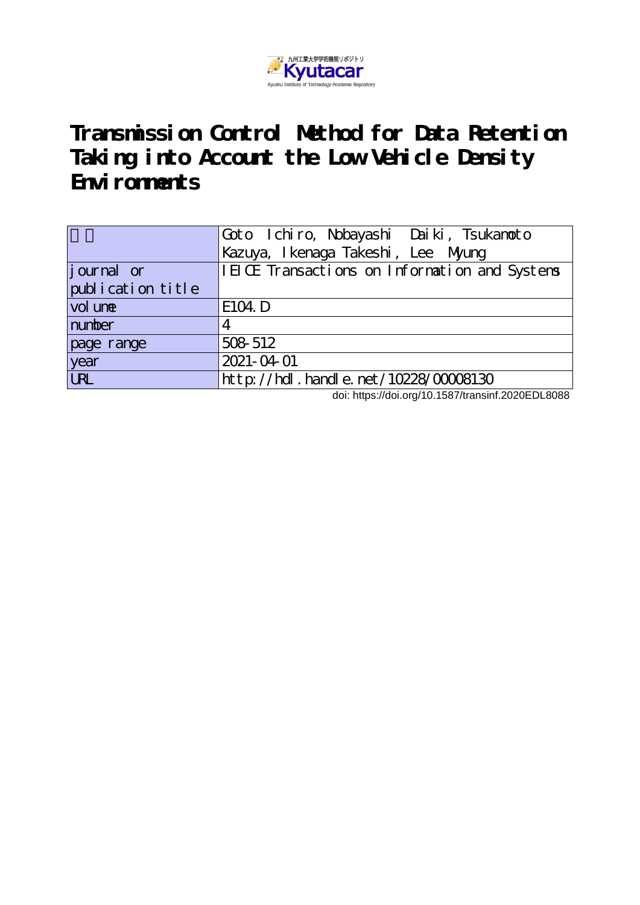九州工業大学学術機関リポジトリ
Kyutacar
Kyushu Institute of Technology Academic Repository

# Transmission Control Method for Data Retention Taking into Account the Low Vehicle Density Environments

| 著者 | Goto Ichiro, Nobayashi Daiki, Tsukamoto Kazuya, Ikenaga Takeshi, Lee Myung |
|---|---|
| journal or publication title | IEICE Transactions on Information and Systems |
| volume | E104.D |
| number | 4 |
| page range | 508-512 |
| year | 2021-04-01 |
| URL | http://hdl.handle.net/10228/00008130 |

doi: https://doi.org/10.1587/transinf.2020EDL8088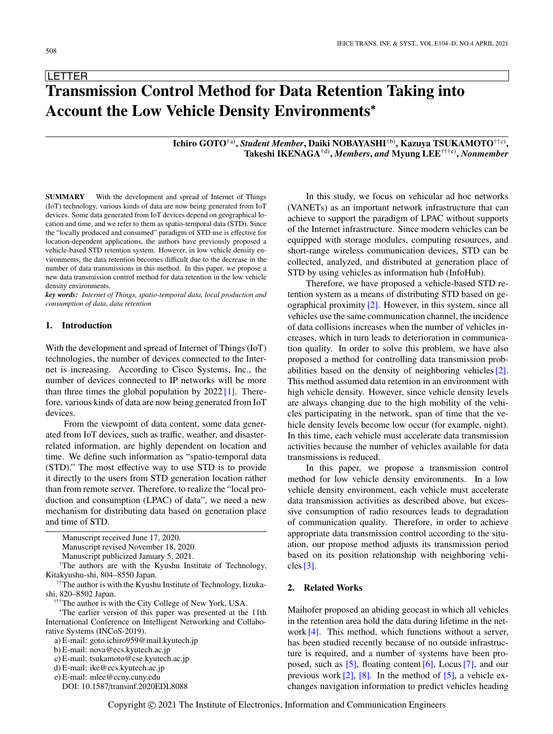LETTER

# Transmission Control Method for Data Retention Taking into Account the Low Vehicle Density Environments*

**Ichiro GOTO**[†a)], ***Student Member***, **Daiki NOBAYASHI**[†b)], **Kazuya TSUKAMOTO**[††c)], **Takeshi IKENAGA**[†d)], ***Members***, ***and*** **Myung LEE**[†††e)], ***Nonmember***

**SUMMARY** With the development and spread of Internet of Things (IoT) technology, various kinds of data are now being generated from IoT devices. Some data generated from IoT devices depend on geographical location and time, and we refer to them as spatio-temporal data (STD). Since the "locally produced and consumed" paradigm of STD use is effective for location-dependent applications, the authors have previously proposed a vehicle-based STD retention system. However, in low vehicle density environments, the data retention becomes difficult due to the decrease in the number of data transmissions in this method. In this paper, we propose a new data transmission control method for data retention in the low vehicle density environments.

***key words:*** *Internet of Things, spatio-temporal data, local production and consumption of data, data retention*

## 1. Introduction

With the development and spread of Internet of Things (IoT) technologies, the number of devices connected to the Internet is increasing. According to Cisco Systems, Inc., the number of devices connected to IP networks will be more than three times the global population by 2022 [1]. Therefore, various kinds of data are now being generated from IoT devices.

From the viewpoint of data content, some data generated from IoT devices, such as traffic, weather, and disaster-related information, are highly dependent on location and time. We define such information as "spatio-temporal data (STD)." The most effective way to use STD is to provide it directly to the users from STD generation location rather than from remote server. Therefore, to realize the "local production and consumption (LPAC) of data", we need a new mechanism for distributing data based on generation place and time of STD.

Manuscript received June 17, 2020.
Manuscript revised November 18, 2020.
Manuscript publicized January 5, 2021.
[†]The authors are with the Kyushu Institute of Technology, Kitakyushu-shi, 804–8550 Japan.
[††]The author is with the Kyushu Institute of Technology, Iizuka-shi, 820–8502 Japan.
[†††]The author is with the City College of New York, USA.
*The earlier version of this paper was presented at the 11th International Conference on Intelligent Networking and Collaborative Systems (INCoS-2019).
a) E-mail: goto.ichiro959@mail.kyutech.jp
b) E-mail: nova@ecs.kyutech.ac.jp
c) E-mail: tsukamoto@cse.kyutech.ac.jp
d) E-mail: ike@ecs.kyutech.ac.jp
e) E-mail: mlee@ccny.cuny.edu
DOI: 10.1587/transinf.2020EDL8088

In this study, we focus on vehicular ad hoc networks (VANETs) as an important network infrastructure that can achieve to support the paradigm of LPAC without supports of the Internet infrastructure. Since modern vehicles can be equipped with storage modules, computing resources, and short-range wireless communication devices, STD can be collected, analyzed, and distributed at generation place of STD by using vehicles as information hub (InfoHub).

Therefore, we have proposed a vehicle-based STD retention system as a means of distributing STD based on geographical proximity [2]. However, in this system, since all vehicles use the same communication channel, the incidence of data collisions increases when the number of vehicles increases, which in turn leads to deterioration in communication quality. In order to solve this problem, we have also proposed a method for controlling data transmission probabilities based on the density of neighboring vehicles [2]. This method assumed data retention in an environment with high vehicle density. However, since vehicle density levels are always changing due to the high mobility of the vehicles participating in the network, span of time that the vehicle density levels become low occur (for example, night). In this time, each vehicle must accelerate data transmission activities because the number of vehicles available for data transmissions is reduced.

In this paper, we propose a transmission control method for low vehicle density environments. In a low vehicle density environment, each vehicle must accelerate data transmission activities as described above, but excessive consumption of radio resources leads to degradation of communication quality. Therefore, in order to achieve appropriate data transmission control according to the situation, our propose method adjusts its transmission period based on its position relationship with neighboring vehicles [3].

## 2. Related Works

Maihofer proposed an abiding geocast in which all vehicles in the retention area hold the data during lifetime in the network [4]. This method, which functions without a server, has been studied recently because of no outside infrastructure is required, and a number of systems have been proposed, such as [5], floating content [6], Locus [7], and our previous work [2], [8]. In the method of [5], a vehicle exchanges navigation information to predict vehicles heading

Copyright © 2021 The Institute of Electronics, Information and Communication Engineers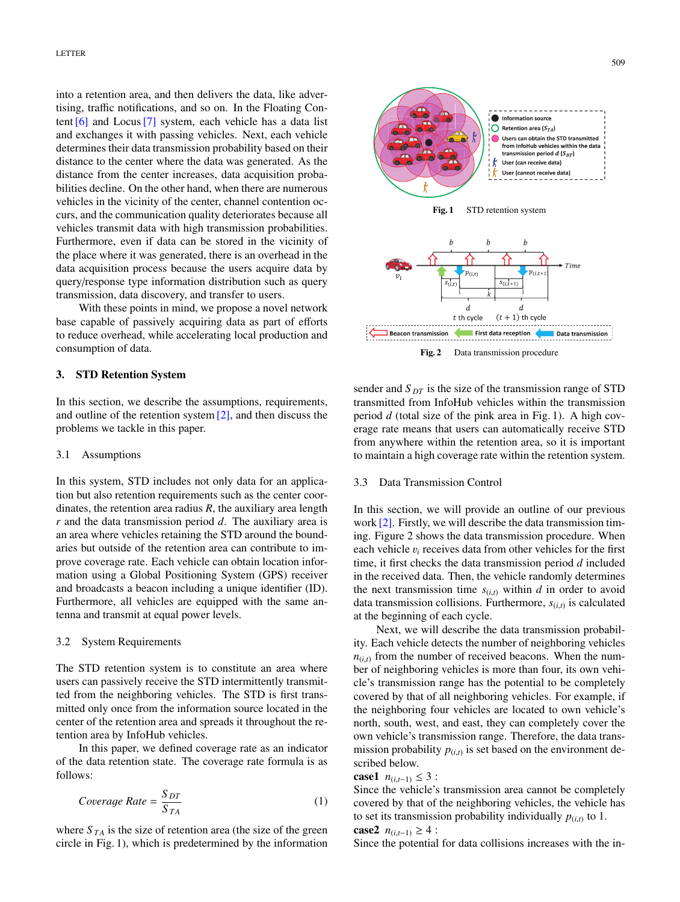into a retention area, and then delivers the data, like advertising, traffic notifications, and so on. In the Floating Content [6] and Locus [7] system, each vehicle has a data list and exchanges it with passing vehicles. Next, each vehicle determines their data transmission probability based on their distance to the center where the data was generated. As the distance from the center increases, data acquisition probabilities decline. On the other hand, when there are numerous vehicles in the vicinity of the center, channel contention occurs, and the communication quality deteriorates because all vehicles transmit data with high transmission probabilities. Furthermore, even if data can be stored in the vicinity of the place where it was generated, there is an overhead in the data acquisition process because the users acquire data by query/response type information distribution such as query transmission, data discovery, and transfer to users.

With these points in mind, we propose a novel network base capable of passively acquiring data as part of efforts to reduce overhead, while accelerating local production and consumption of data.

## 3. STD Retention System

In this section, we describe the assumptions, requirements, and outline of the retention system [2], and then discuss the problems we tackle in this paper.

### 3.1 Assumptions

In this system, STD includes not only data for an application but also retention requirements such as the center coordinates, the retention area radius $R$, the auxiliary area length $r$ and the data transmission period $d$. The auxiliary area is an area where vehicles retaining the STD around the boundaries but outside of the retention area can contribute to improve coverage rate. Each vehicle can obtain location information using a Global Positioning System (GPS) receiver and broadcasts a beacon including a unique identifier (ID). Furthermore, all vehicles are equipped with the same antenna and transmit at equal power levels.

### 3.2 System Requirements

The STD retention system is to constitute an area where users can passively receive the STD intermittently transmitted from the neighboring vehicles. The STD is first transmitted only once from the information source located in the center of the retention area and spreads it throughout the retention area by InfoHub vehicles.

In this paper, we defined coverage rate as an indicator of the data retention state. The coverage rate formula is as follows:

$$Coverage\ Rate = \frac{S_{DT}}{S_{TA}} \tag{1}$$

where $S_{TA}$ is the size of retention area (the size of the green circle in Fig. 1), which is predetermined by the information sender and $S_{DT}$ is the size of the transmission range of STD transmitted from InfoHub vehicles within the transmission period $d$ (total size of the pink area in Fig. 1). A high coverage rate means that users can automatically receive STD from anywhere within the retention area, so it is important to maintain a high coverage rate within the retention system.

**Fig. 1** STD retention system

**Fig. 2** Data transmission procedure

### 3.3 Data Transmission Control

In this section, we will provide an outline of our previous work [2]. Firstly, we will describe the data transmission timing. Figure 2 shows the data transmission procedure. When each vehicle $v_i$ receives data from other vehicles for the first time, it first checks the data transmission period $d$ included in the received data. Then, the vehicle randomly determines the next transmission time $s_{(i,t)}$ within $d$ in order to avoid data transmission collisions. Furthermore, $s_{(i,t)}$ is calculated at the beginning of each cycle.

Next, we will describe the data transmission probability. Each vehicle detects the number of neighboring vehicles $n_{(i,t)}$ from the number of received beacons. When the number of neighboring vehicles is more than four, its own vehicle's transmission range has the potential to be completely covered by that of all neighboring vehicles. For example, if the neighboring four vehicles are located to own vehicle's north, south, west, and east, they can completely cover the own vehicle's transmission range. Therefore, the data transmission probability $p_{(i,t)}$ is set based on the environment described below.

**case1** $n_{(i,t-1)} \leq 3$ :
Since the vehicle's transmission area cannot be completely covered by that of the neighboring vehicles, the vehicle has to set its transmission probability individually $p_{(i,t)}$ to 1.

**case2** $n_{(i,t-1)} \geq 4$ :
Since the potential for data collisions increases with the in-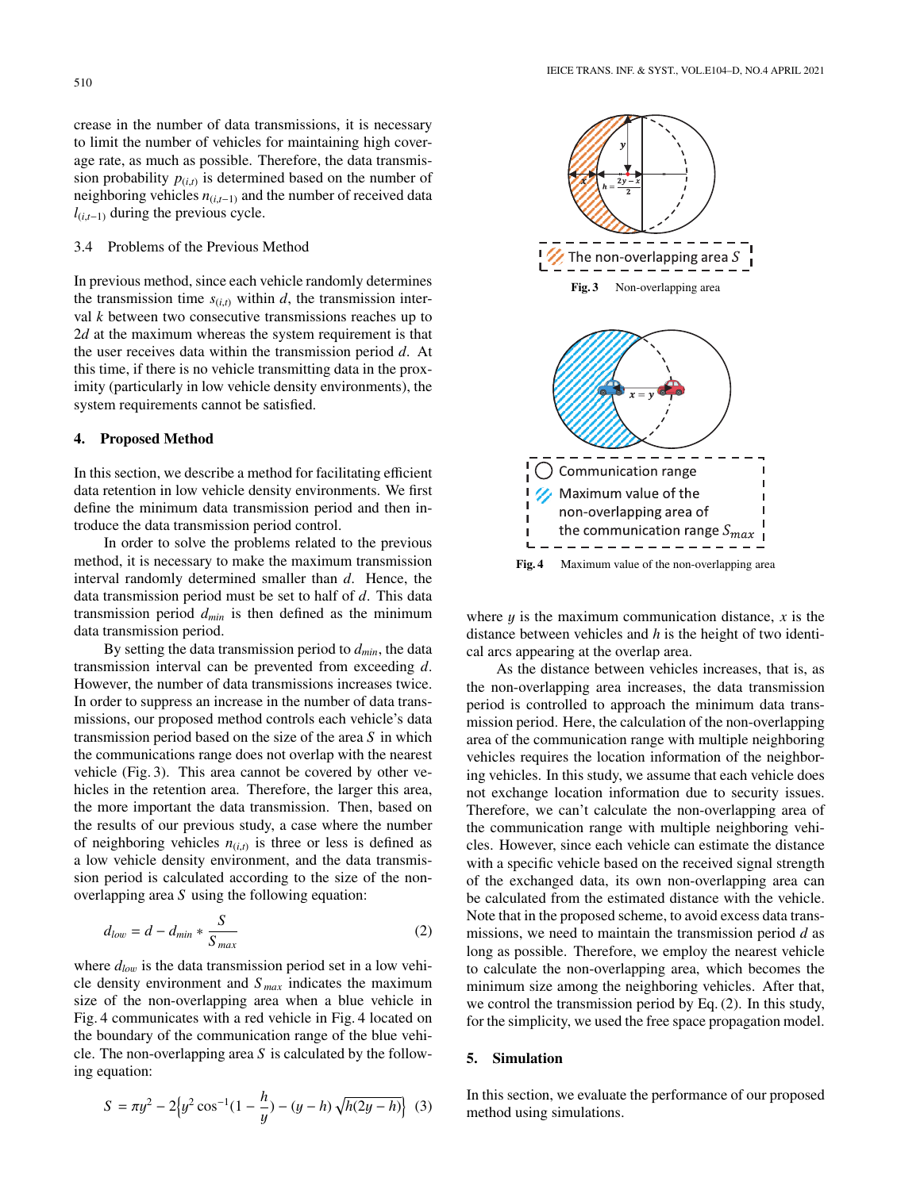crease in the number of data transmissions, it is necessary to limit the number of vehicles for maintaining high coverage rate, as much as possible. Therefore, the data transmission probability $p_{(i,t)}$ is determined based on the number of neighboring vehicles $n_{(i,t-1)}$ and the number of received data $l_{(i,t-1)}$ during the previous cycle.

### 3.4 Problems of the Previous Method

In previous method, since each vehicle randomly determines the transmission time $s_{(i,t)}$ within $d$, the transmission interval $k$ between two consecutive transmissions reaches up to $2d$ at the maximum whereas the system requirement is that the user receives data within the transmission period $d$. At this time, if there is no vehicle transmitting data in the proximity (particularly in low vehicle density environments), the system requirements cannot be satisfied.

## 4. Proposed Method

In this section, we describe a method for facilitating efficient data retention in low vehicle density environments. We first define the minimum data transmission period and then introduce the data transmission period control.

In order to solve the problems related to the previous method, it is necessary to make the maximum transmission interval randomly determined smaller than $d$. Hence, the data transmission period must be set to half of $d$. This data transmission period $d_{min}$ is then defined as the minimum data transmission period.

By setting the data transmission period to $d_{min}$, the data transmission interval can be prevented from exceeding $d$. However, the number of data transmissions increases twice. In order to suppress an increase in the number of data transmissions, our proposed method controls each vehicle's data transmission period based on the size of the area $S$ in which the communications range does not overlap with the nearest vehicle (Fig. 3). This area cannot be covered by other vehicles in the retention area. Therefore, the larger this area, the more important the data transmission. Then, based on the results of our previous study, a case where the number of neighboring vehicles $n_{(i,t)}$ is three or less is defined as a low vehicle density environment, and the data transmission period is calculated according to the size of the non-overlapping area $S$ using the following equation:

$$d_{low} = d - d_{min} * \frac{S}{S_{max}} \tag{2}$$

where $d_{low}$ is the data transmission period set in a low vehicle density environment and $S_{max}$ indicates the maximum size of the non-overlapping area when a blue vehicle in Fig. 4 communicates with a red vehicle in Fig. 4 located on the boundary of the communication range of the blue vehicle. The non-overlapping area $S$ is calculated by the following equation:

$$S = \pi y^2 - 2\left\{y^2 \cos^{-1}(1 - \frac{h}{y}) - (y - h)\sqrt{h(2y - h)}\right\} \tag{3}$$

Fig. 3 Non-overlapping area

Fig. 4 Maximum value of the non-overlapping area

where $y$ is the maximum communication distance, $x$ is the distance between vehicles and $h$ is the height of two identical arcs appearing at the overlap area.

As the distance between vehicles increases, that is, as the non-overlapping area increases, the data transmission period is controlled to approach the minimum data transmission period. Here, the calculation of the non-overlapping area of the communication range with multiple neighboring vehicles requires the location information of the neighboring vehicles. In this study, we assume that each vehicle does not exchange location information due to security issues. Therefore, we can't calculate the non-overlapping area of the communication range with multiple neighboring vehicles. However, since each vehicle can estimate the distance with a specific vehicle based on the received signal strength of the exchanged data, its own non-overlapping area can be calculated from the estimated distance with the vehicle. Note that in the proposed scheme, to avoid excess data transmissions, we need to maintain the transmission period $d$ as long as possible. Therefore, we employ the nearest vehicle to calculate the non-overlapping area, which becomes the minimum size among the neighboring vehicles. After that, we control the transmission period by Eq. (2). In this study, for the simplicity, we used the free space propagation model.

## 5. Simulation

In this section, we evaluate the performance of our proposed method using simulations.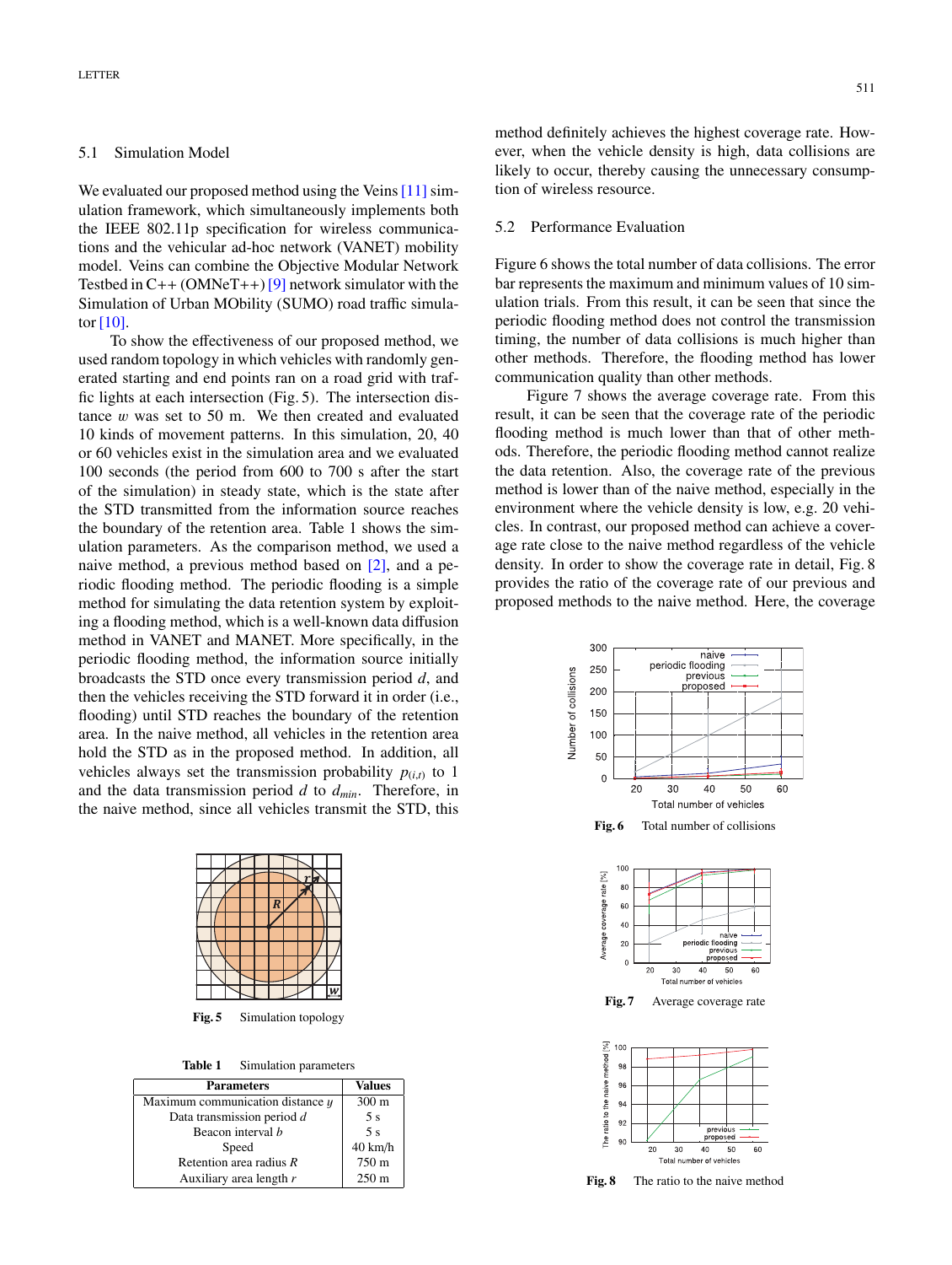### 5.1 Simulation Model

We evaluated our proposed method using the Veins [11] simulation framework, which simultaneously implements both the IEEE 802.11p specification for wireless communications and the vehicular ad-hoc network (VANET) mobility model. Veins can combine the Objective Modular Network Testbed in C++ (OMNeT++) [9] network simulator with the Simulation of Urban MObility (SUMO) road traffic simulator [10].

To show the effectiveness of our proposed method, we used random topology in which vehicles with randomly generated starting and end points ran on a road grid with traffic lights at each intersection (Fig. 5). The intersection distance $w$ was set to 50 m. We then created and evaluated 10 kinds of movement patterns. In this simulation, 20, 40 or 60 vehicles exist in the simulation area and we evaluated 100 seconds (the period from 600 to 700 s after the start of the simulation) in steady state, which is the state after the STD transmitted from the information source reaches the boundary of the retention area. Table 1 shows the simulation parameters. As the comparison method, we used a naive method, a previous method based on [2], and a periodic flooding method. The periodic flooding is a simple method for simulating the data retention system by exploiting a flooding method, which is a well-known data diffusion method in VANET and MANET. More specifically, in the periodic flooding method, the information source initially broadcasts the STD once every transmission period $d$, and then the vehicles receiving the STD forward it in order (i.e., flooding) until STD reaches the boundary of the retention area. In the naive method, all vehicles in the retention area hold the STD as in the proposed method. In addition, all vehicles always set the transmission probability $p_{(i,t)}$ to 1 and the data transmission period $d$ to $d_{min}$. Therefore, in the naive method, since all vehicles transmit the STD, this method definitely achieves the highest coverage rate. However, when the vehicle density is high, data collisions are likely to occur, thereby causing the unnecessary consumption of wireless resource.

**Fig. 5** Simulation topology

**Table 1** Simulation parameters

| Parameters | Values |
|---|---|
| Maximum communication distance $y$ | 300 m |
| Data transmission period $d$ | 5 s |
| Beacon interval $b$ | 5 s |
| Speed | 40 km/h |
| Retention area radius $R$ | 750 m |
| Auxiliary area length $r$ | 250 m |

### 5.2 Performance Evaluation

Figure 6 shows the total number of data collisions. The error bar represents the maximum and minimum values of 10 simulation trials. From this result, it can be seen that since the periodic flooding method does not control the transmission timing, the number of data collisions is much higher than other methods. Therefore, the flooding method has lower communication quality than other methods.

Figure 7 shows the average coverage rate. From this result, it can be seen that the coverage rate of the periodic flooding method is much lower than that of other methods. Therefore, the periodic flooding method cannot realize the data retention. Also, the coverage rate of the previous method is lower than of the naive method, especially in the environment where the vehicle density is low, e.g. 20 vehicles. In contrast, our proposed method can achieve a coverage rate close to the naive method regardless of the vehicle density. In order to show the coverage rate in detail, Fig. 8 provides the ratio of the coverage rate of our previous and proposed methods to the naive method. Here, the coverage

**Fig. 6** Total number of collisions

**Fig. 7** Average coverage rate

**Fig. 8** The ratio to the naive method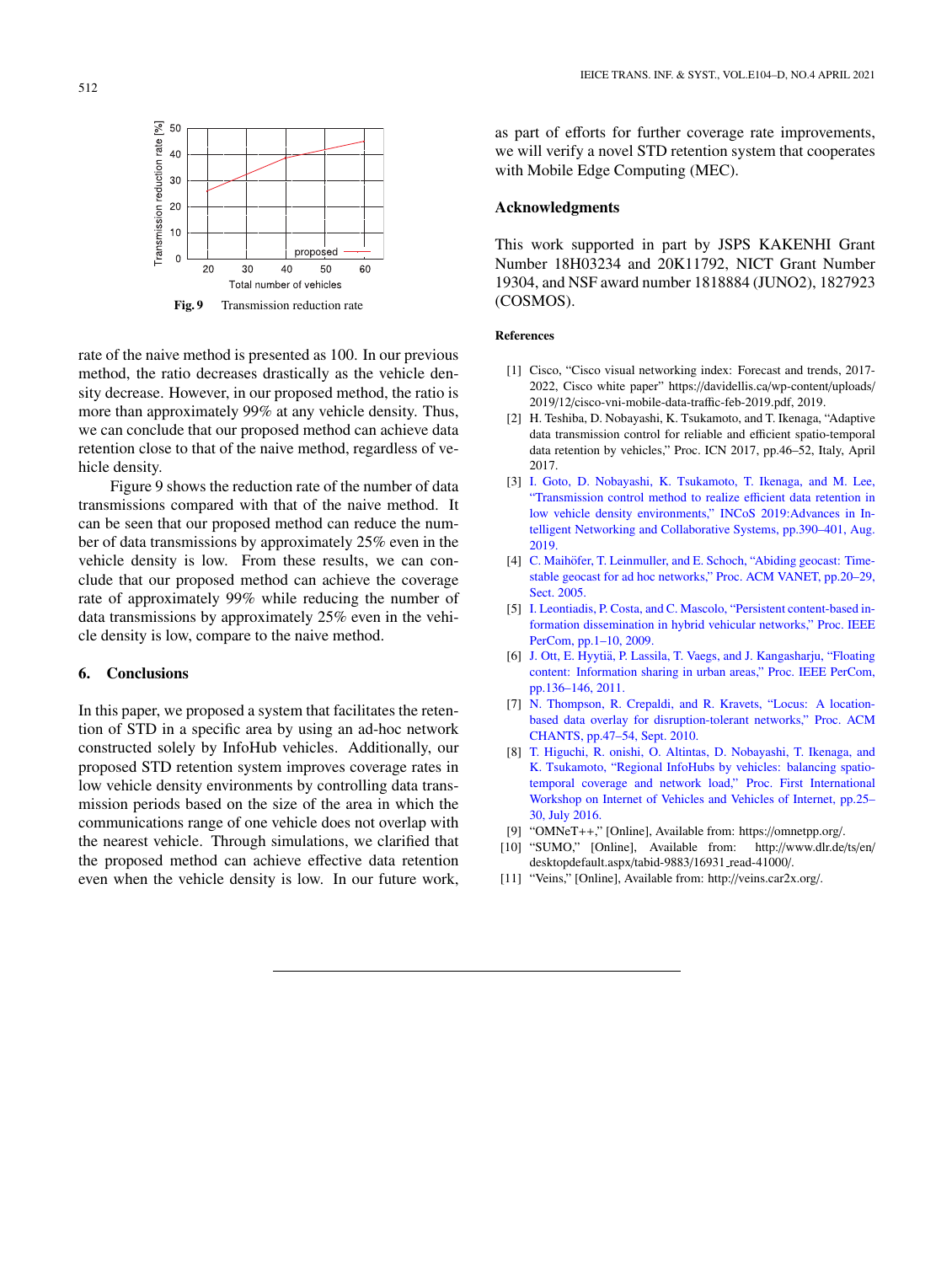Transmission reduction rate [%]

50
40
30
20
10
0

20 30 40 50 60

Total number of vehicles

proposed

**Fig. 9** Transmission reduction rate

rate of the naive method is presented as 100. In our previous method, the ratio decreases drastically as the vehicle density decrease. However, in our proposed method, the ratio is more than approximately 99% at any vehicle density. Thus, we can conclude that our proposed method can achieve data retention close to that of the naive method, regardless of vehicle density.

Figure 9 shows the reduction rate of the number of data transmissions compared with that of the naive method. It can be seen that our proposed method can reduce the number of data transmissions by approximately 25% even in the vehicle density is low. From these results, we can conclude that our proposed method can achieve the coverage rate of approximately 99% while reducing the number of data transmissions by approximately 25% even in the vehicle density is low, compare to the naive method.

## 6. Conclusions

In this paper, we proposed a system that facilitates the retention of STD in a specific area by using an ad-hoc network constructed solely by InfoHub vehicles. Additionally, our proposed STD retention system improves coverage rates in low vehicle density environments by controlling data transmission periods based on the size of the area in which the communications range of one vehicle does not overlap with the nearest vehicle. Through simulations, we clarified that the proposed method can achieve effective data retention even when the vehicle density is low. In our future work, as part of efforts for further coverage rate improvements, we will verify a novel STD retention system that cooperates with Mobile Edge Computing (MEC).

## Acknowledgments

This work supported in part by JSPS KAKENHI Grant Number 18H03234 and 20K11792, NICT Grant Number 19304, and NSF award number 1818884 (JUNO2), 1827923 (COSMOS).

## References

[1] Cisco, "Cisco visual networking index: Forecast and trends, 2017-2022, Cisco white paper" https://davidellis.ca/wp-content/uploads/2019/12/cisco-vni-mobile-data-traffic-feb-2019.pdf, 2019.

[2] H. Teshiba, D. Nobayashi, K. Tsukamoto, and T. Ikenaga, "Adaptive data transmission control for reliable and efficient spatio-temporal data retention by vehicles," Proc. ICN 2017, pp.46–52, Italy, April 2017.

[3] I. Goto, D. Nobayashi, K. Tsukamoto, T. Ikenaga, and M. Lee, "Transmission control method to realize efficient data retention in low vehicle density environments," INCoS 2019:Advances in Intelligent Networking and Collaborative Systems, pp.390–401, Aug. 2019.

[4] C. Maihöfer, T. Leinmuller, and E. Schoch, "Abiding geocast: Time-stable geocast for ad hoc networks," Proc. ACM VANET, pp.20–29, Sect. 2005.

[5] I. Leontiadis, P. Costa, and C. Mascolo, "Persistent content-based information dissemination in hybrid vehicular networks," Proc. IEEE PerCom, pp.1–10, 2009.

[6] J. Ott, E. Hyytiä, P. Lassila, T. Vaegs, and J. Kangasharju, "Floating content: Information sharing in urban areas," Proc. IEEE PerCom, pp.136–146, 2011.

[7] N. Thompson, R. Crepaldi, and R. Kravets, "Locus: A location-based data overlay for disruption-tolerant networks," Proc. ACM CHANTS, pp.47–54, Sept. 2010.

[8] T. Higuchi, R. onishi, O. Altintas, D. Nobayashi, T. Ikenaga, and K. Tsukamoto, "Regional InfoHubs by vehicles: balancing spatio-temporal coverage and network load," Proc. First International Workshop on Internet of Vehicles and Vehicles of Internet, pp.25–30, July 2016.

[9] "OMNeT++," [Online], Available from: https://omnetpp.org/.

[10] "SUMO," [Online], Available from: http://www.dlr.de/ts/en/desktopdefault.aspx/tabid-9883/16931_read-41000/.

[11] "Veins," [Online], Available from: http://veins.car2x.org/.